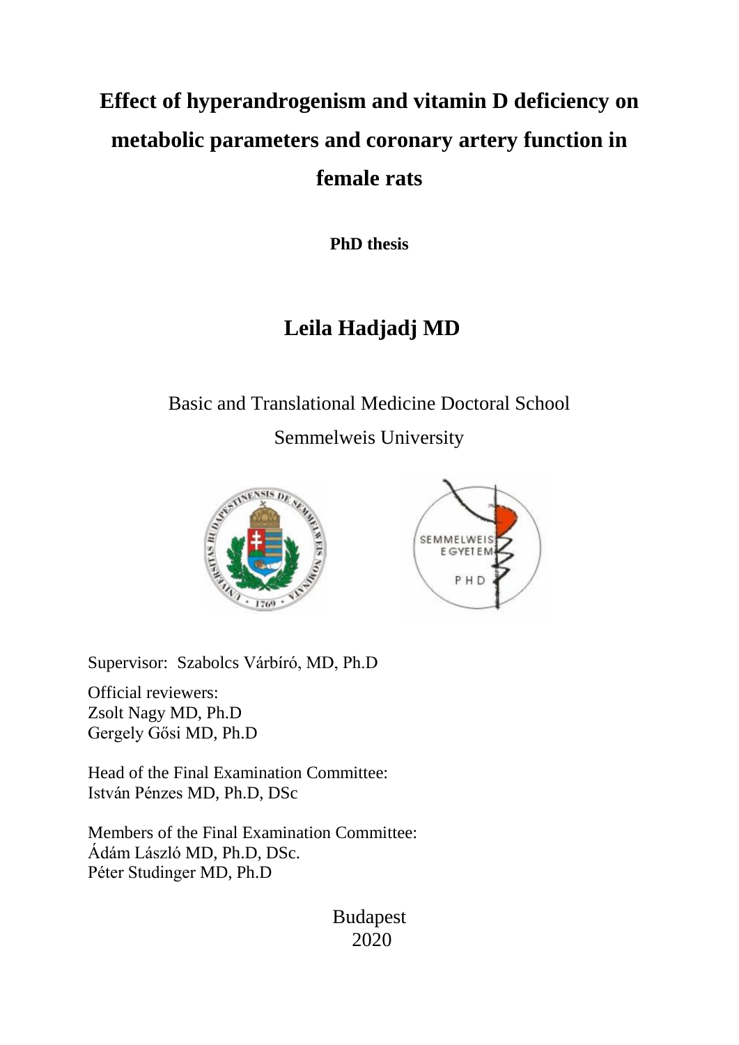# Effect of hyperandrogenism and vitamin D deficiency on metabolic parameters and coronary artery function in female rats

**PhD thesis**

## Leila Hadjadj MD

Basic and Translational Medicine Doctoral School

Semmelweis University

Supervisor: Szabolcs Várbíró, MD, Ph.D

Official reviewers:
Zsolt Nagy MD, Ph.D
Gergely Gősi MD, Ph.D

Head of the Final Examination Committee:
István Pénzes MD, Ph.D, DSc

Members of the Final Examination Committee:
Ádám László MD, Ph.D, DSc.
Péter Studinger MD, Ph.D

Budapest
2020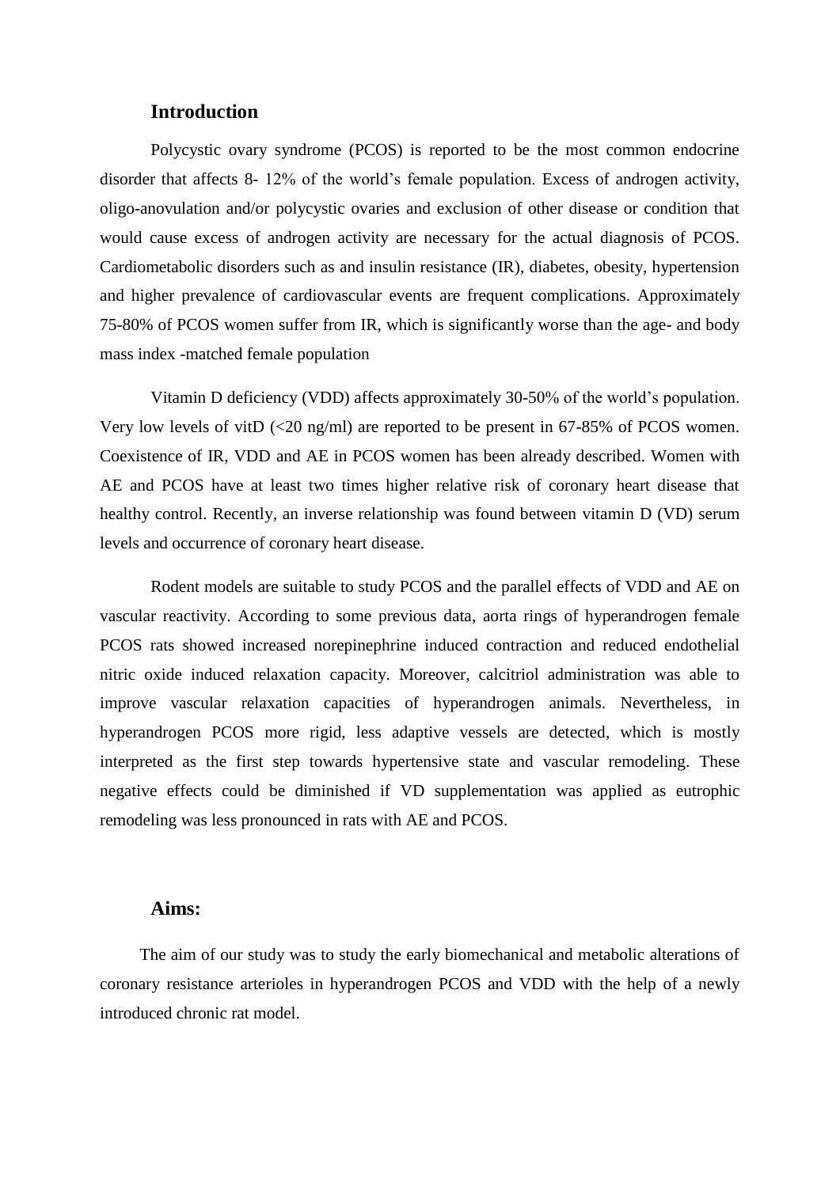## Introduction

Polycystic ovary syndrome (PCOS) is reported to be the most common endocrine disorder that affects 8- 12% of the world's female population. Excess of androgen activity, oligo-anovulation and/or polycystic ovaries and exclusion of other disease or condition that would cause excess of androgen activity are necessary for the actual diagnosis of PCOS. Cardiometabolic disorders such as and insulin resistance (IR), diabetes, obesity, hypertension and higher prevalence of cardiovascular events are frequent complications. Approximately 75-80% of PCOS women suffer from IR, which is significantly worse than the age- and body mass index -matched female population

Vitamin D deficiency (VDD) affects approximately 30-50% of the world's population. Very low levels of vitD (<20 ng/ml) are reported to be present in 67-85% of PCOS women. Coexistence of IR, VDD and AE in PCOS women has been already described. Women with AE and PCOS have at least two times higher relative risk of coronary heart disease that healthy control. Recently, an inverse relationship was found between vitamin D (VD) serum levels and occurrence of coronary heart disease.

Rodent models are suitable to study PCOS and the parallel effects of VDD and AE on vascular reactivity. According to some previous data, aorta rings of hyperandrogen female PCOS rats showed increased norepinephrine induced contraction and reduced endothelial nitric oxide induced relaxation capacity. Moreover, calcitriol administration was able to improve vascular relaxation capacities of hyperandrogen animals. Nevertheless, in hyperandrogen PCOS more rigid, less adaptive vessels are detected, which is mostly interpreted as the first step towards hypertensive state and vascular remodeling. These negative effects could be diminished if VD supplementation was applied as eutrophic remodeling was less pronounced in rats with AE and PCOS.

## Aims:

The aim of our study was to study the early biomechanical and metabolic alterations of coronary resistance arterioles in hyperandrogen PCOS and VDD with the help of a newly introduced chronic rat model.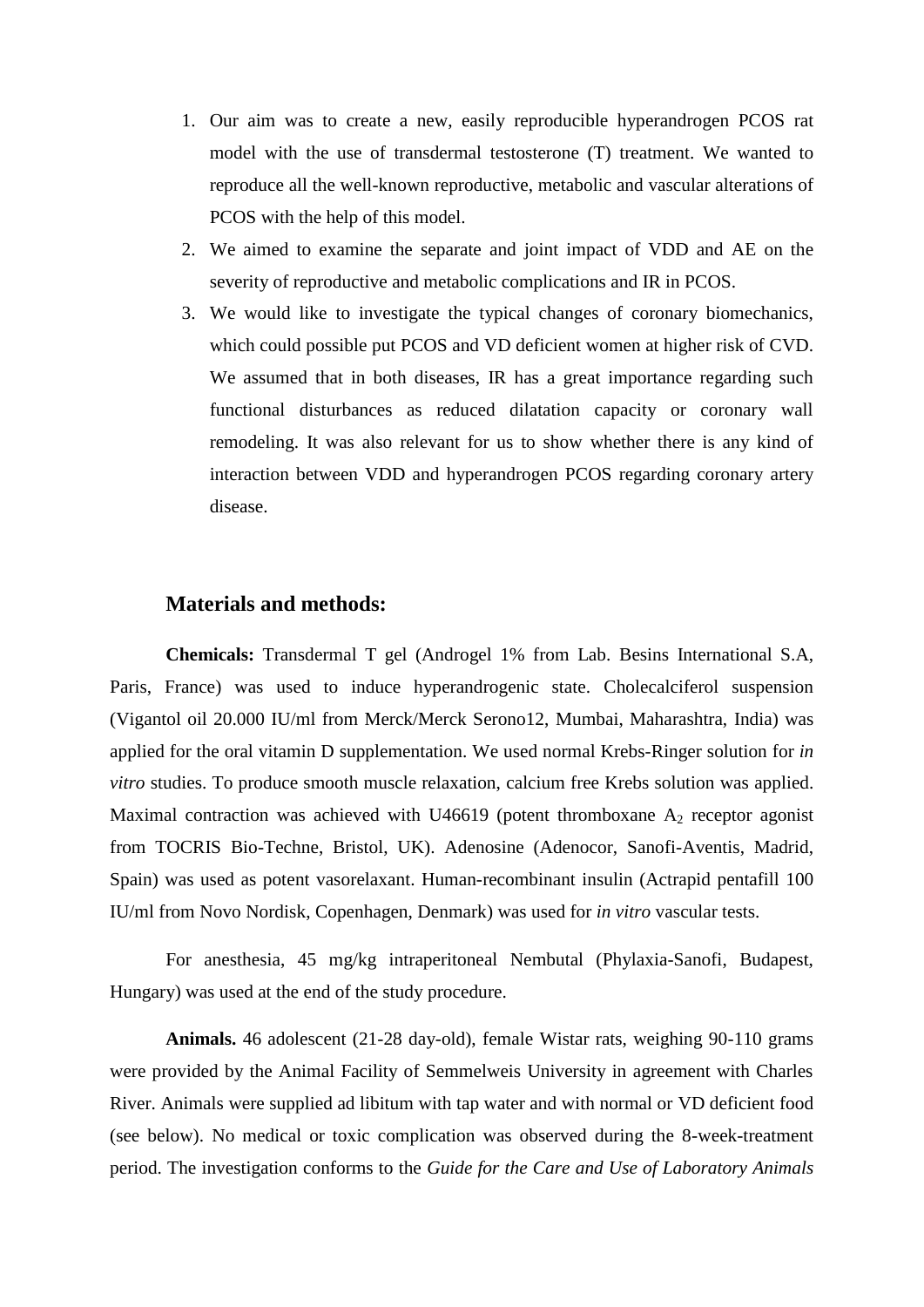1. Our aim was to create a new, easily reproducible hyperandrogen PCOS rat model with the use of transdermal testosterone (T) treatment. We wanted to reproduce all the well-known reproductive, metabolic and vascular alterations of PCOS with the help of this model.
2. We aimed to examine the separate and joint impact of VDD and AE on the severity of reproductive and metabolic complications and IR in PCOS.
3. We would like to investigate the typical changes of coronary biomechanics, which could possible put PCOS and VD deficient women at higher risk of CVD. We assumed that in both diseases, IR has a great importance regarding such functional disturbances as reduced dilatation capacity or coronary wall remodeling. It was also relevant for us to show whether there is any kind of interaction between VDD and hyperandrogen PCOS regarding coronary artery disease.

## Materials and methods:

**Chemicals:** Transdermal T gel (Androgel 1% from Lab. Besins International S.A, Paris, France) was used to induce hyperandrogenic state. Cholecalciferol suspension (Vigantol oil 20.000 IU/ml from Merck/Merck Serono12, Mumbai, Maharashtra, India) was applied for the oral vitamin D supplementation. We used normal Krebs-Ringer solution for *in vitro* studies. To produce smooth muscle relaxation, calcium free Krebs solution was applied. Maximal contraction was achieved with U46619 (potent thromboxane $A_2$ receptor agonist from TOCRIS Bio-Techne, Bristol, UK). Adenosine (Adenocor, Sanofi-Aventis, Madrid, Spain) was used as potent vasorelaxant. Human-recombinant insulin (Actrapid pentafill 100 IU/ml from Novo Nordisk, Copenhagen, Denmark) was used for *in vitro* vascular tests.

For anesthesia, 45 mg/kg intraperitoneal Nembutal (Phylaxia-Sanofi, Budapest, Hungary) was used at the end of the study procedure.

**Animals.** 46 adolescent (21-28 day-old), female Wistar rats, weighing 90-110 grams were provided by the Animal Facility of Semmelweis University in agreement with Charles River. Animals were supplied ad libitum with tap water and with normal or VD deficient food (see below). No medical or toxic complication was observed during the 8-week-treatment period. The investigation conforms to the *Guide for the Care and Use of Laboratory Animals*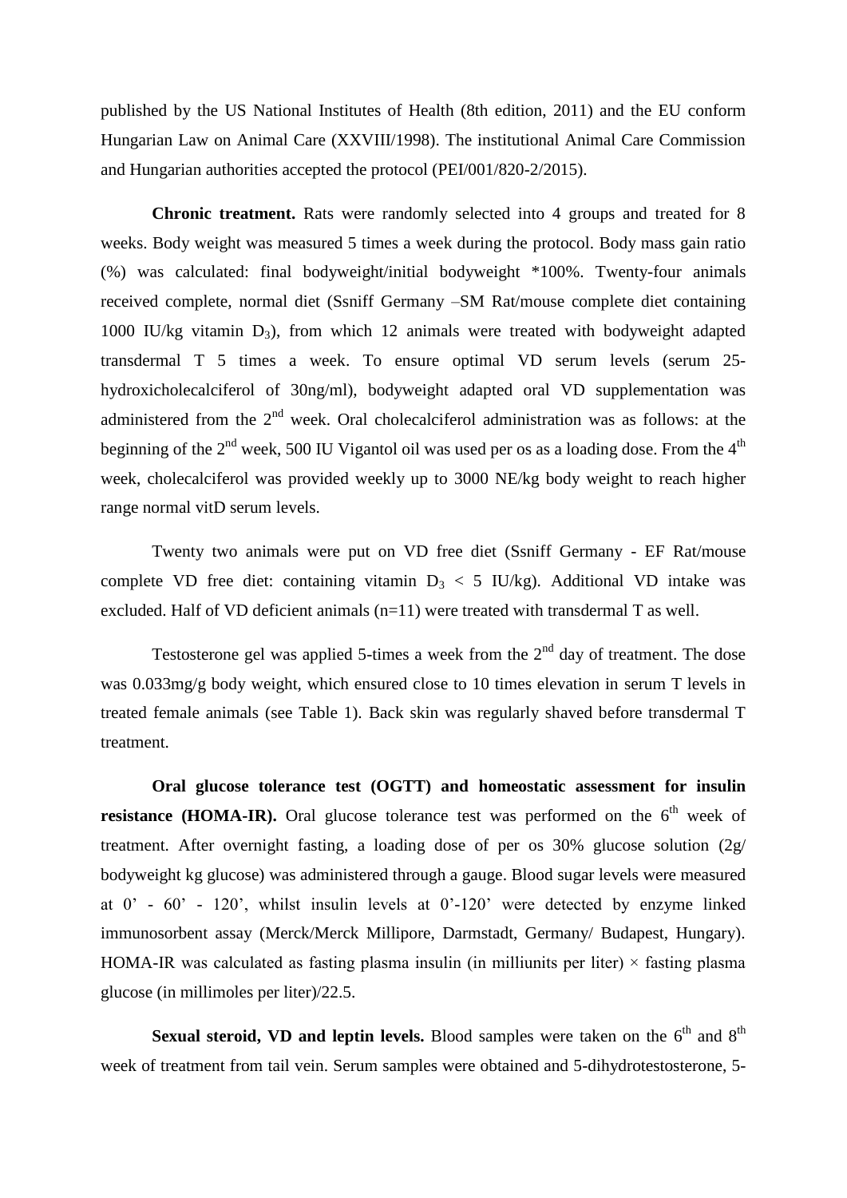published by the US National Institutes of Health (8th edition, 2011) and the EU conform Hungarian Law on Animal Care (XXVIII/1998). The institutional Animal Care Commission and Hungarian authorities accepted the protocol (PEI/001/820-2/2015).

**Chronic treatment.** Rats were randomly selected into 4 groups and treated for 8 weeks. Body weight was measured 5 times a week during the protocol. Body mass gain ratio (%) was calculated: final bodyweight/initial bodyweight *100%. Twenty-four animals received complete, normal diet (Ssniff Germany –SM Rat/mouse complete diet containing 1000 IU/kg vitamin $D_3$), from which 12 animals were treated with bodyweight adapted transdermal T 5 times a week. To ensure optimal VD serum levels (serum 25-hydroxicholecalciferol of 30ng/ml), bodyweight adapted oral VD supplementation was administered from the 2nd week. Oral cholecalciferol administration was as follows: at the beginning of the 2nd week, 500 IU Vigantol oil was used per os as a loading dose. From the 4th week, cholecalciferol was provided weekly up to 3000 NE/kg body weight to reach higher range normal vitD serum levels.

Twenty two animals were put on VD free diet (Ssniff Germany - EF Rat/mouse complete VD free diet: containing vitamin $D_3$ < 5 IU/kg). Additional VD intake was excluded. Half of VD deficient animals (n=11) were treated with transdermal T as well.

Testosterone gel was applied 5-times a week from the 2nd day of treatment. The dose was 0.033mg/g body weight, which ensured close to 10 times elevation in serum T levels in treated female animals (see Table 1). Back skin was regularly shaved before transdermal T treatment.

**Oral glucose tolerance test (OGTT) and homeostatic assessment for insulin resistance (HOMA-IR).** Oral glucose tolerance test was performed on the 6th week of treatment. After overnight fasting, a loading dose of per os 30% glucose solution (2g/ bodyweight kg glucose) was administered through a gauge. Blood sugar levels were measured at 0' - 60' - 120', whilst insulin levels at 0'-120' were detected by enzyme linked immunosorbent assay (Merck/Merck Millipore, Darmstadt, Germany/ Budapest, Hungary). HOMA-IR was calculated as fasting plasma insulin (in milliunits per liter) × fasting plasma glucose (in millimoles per liter)/22.5.

**Sexual steroid, VD and leptin levels.** Blood samples were taken on the 6th and 8th week of treatment from tail vein. Serum samples were obtained and 5-dihydrotestosterone, 5-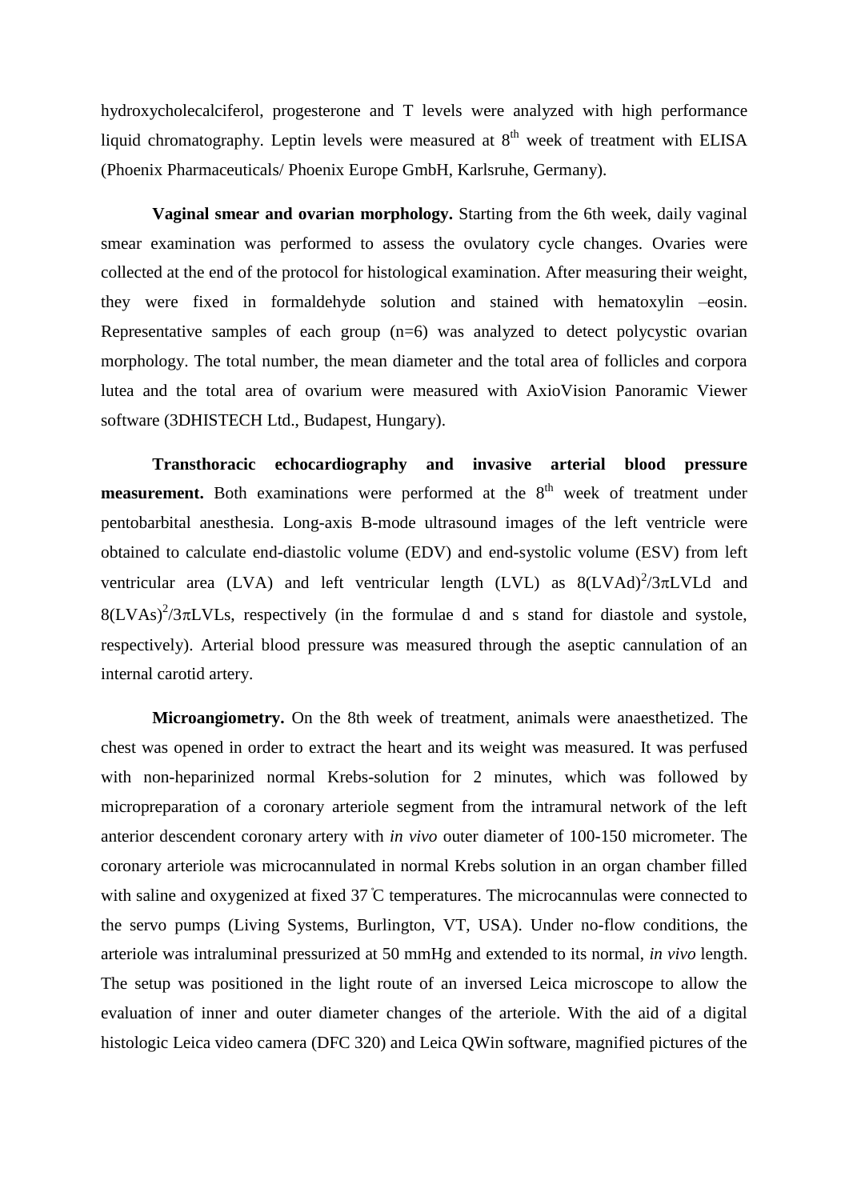hydroxycholecalciferol, progesterone and T levels were analyzed with high performance liquid chromatography. Leptin levels were measured at $8^{th}$ week of treatment with ELISA (Phoenix Pharmaceuticals/ Phoenix Europe GmbH, Karlsruhe, Germany).

**Vaginal smear and ovarian morphology.** Starting from the 6th week, daily vaginal smear examination was performed to assess the ovulatory cycle changes. Ovaries were collected at the end of the protocol for histological examination. After measuring their weight, they were fixed in formaldehyde solution and stained with hematoxylin –eosin. Representative samples of each group (n=6) was analyzed to detect polycystic ovarian morphology. The total number, the mean diameter and the total area of follicles and corpora lutea and the total area of ovarium were measured with AxioVision Panoramic Viewer software (3DHISTECH Ltd., Budapest, Hungary).

**Transthoracic echocardiography and invasive arterial blood pressure measurement.** Both examinations were performed at the $8^{th}$ week of treatment under pentobarbital anesthesia. Long-axis B-mode ultrasound images of the left ventricle were obtained to calculate end-diastolic volume (EDV) and end-systolic volume (ESV) from left ventricular area (LVA) and left ventricular length (LVL) as $8(LVAd)^2/3\pi LVLd$ and $8(LVAs)^2/3\pi LVLs$, respectively (in the formulae d and s stand for diastole and systole, respectively). Arterial blood pressure was measured through the aseptic cannulation of an internal carotid artery.

**Microangiometry.** On the 8th week of treatment, animals were anaesthetized. The chest was opened in order to extract the heart and its weight was measured. It was perfused with non-heparinized normal Krebs-solution for 2 minutes, which was followed by micropreparation of a coronary arteriole segment from the intramural network of the left anterior descendent coronary artery with *in vivo* outer diameter of 100-150 micrometer. The coronary arteriole was microcannulated in normal Krebs solution in an organ chamber filled with saline and oxygenized at fixed 37 °C temperatures. The microcannulas were connected to the servo pumps (Living Systems, Burlington, VT, USA). Under no-flow conditions, the arteriole was intraluminal pressurized at 50 mmHg and extended to its normal, *in vivo* length. The setup was positioned in the light route of an inversed Leica microscope to allow the evaluation of inner and outer diameter changes of the arteriole. With the aid of a digital histologic Leica video camera (DFC 320) and Leica QWin software, magnified pictures of the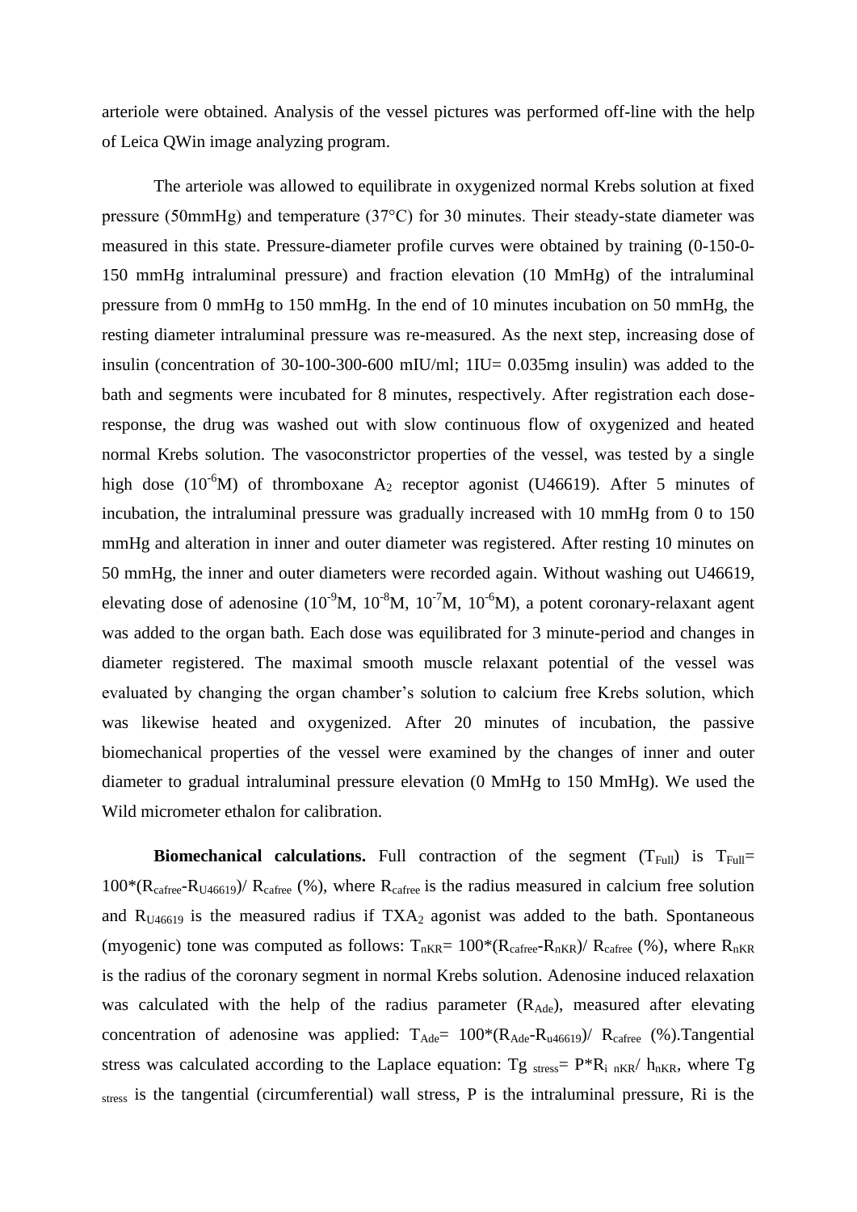arteriole were obtained. Analysis of the vessel pictures was performed off-line with the help of Leica QWin image analyzing program.

The arteriole was allowed to equilibrate in oxygenized normal Krebs solution at fixed pressure (50mmHg) and temperature (37°C) for 30 minutes. Their steady-state diameter was measured in this state. Pressure-diameter profile curves were obtained by training (0-150-0-150 mmHg intraluminal pressure) and fraction elevation (10 MmHg) of the intraluminal pressure from 0 mmHg to 150 mmHg. In the end of 10 minutes incubation on 50 mmHg, the resting diameter intraluminal pressure was re-measured. As the next step, increasing dose of insulin (concentration of 30-100-300-600 mIU/ml; 1IU= 0.035mg insulin) was added to the bath and segments were incubated for 8 minutes, respectively. After registration each dose-response, the drug was washed out with slow continuous flow of oxygenized and heated normal Krebs solution. The vasoconstrictor properties of the vessel, was tested by a single high dose ($10^{-6}$M) of thromboxane $A_2$ receptor agonist (U46619). After 5 minutes of incubation, the intraluminal pressure was gradually increased with 10 mmHg from 0 to 150 mmHg and alteration in inner and outer diameter was registered. After resting 10 minutes on 50 mmHg, the inner and outer diameters were recorded again. Without washing out U46619, elevating dose of adenosine ($10^{-9}$M, $10^{-8}$M, $10^{-7}$M, $10^{-6}$M), a potent coronary-relaxant agent was added to the organ bath. Each dose was equilibrated for 3 minute-period and changes in diameter registered. The maximal smooth muscle relaxant potential of the vessel was evaluated by changing the organ chamber's solution to calcium free Krebs solution, which was likewise heated and oxygenized. After 20 minutes of incubation, the passive biomechanical properties of the vessel were examined by the changes of inner and outer diameter to gradual intraluminal pressure elevation (0 MmHg to 150 MmHg). We used the Wild micrometer ethalon for calibration.

**Biomechanical calculations.** Full contraction of the segment ($T_{Full}$) is $T_{Full}= 100*(R_{cafree}-R_{U46619})/ R_{cafree}$ (%), where $R_{cafree}$ is the radius measured in calcium free solution and $R_{U46619}$ is the measured radius if $TXA_2$ agonist was added to the bath. Spontaneous (myogenic) tone was computed as follows: $T_{nKR}= 100*(R_{cafree}-R_{nKR})/ R_{cafree}$ (%), where $R_{nKR}$ is the radius of the coronary segment in normal Krebs solution. Adenosine induced relaxation was calculated with the help of the radius parameter ($R_{Ade}$), measured after elevating concentration of adenosine was applied: $T_{Ade}= 100*(R_{Ade}-R_{u46619})/ R_{cafree}$ (%).Tangential stress was calculated according to the Laplace equation: $Tg_{stress}= P*R_{i\ nKR}/ h_{nKR}$, where $Tg_{stress}$ is the tangential (circumferential) wall stress, P is the intraluminal pressure, Ri is the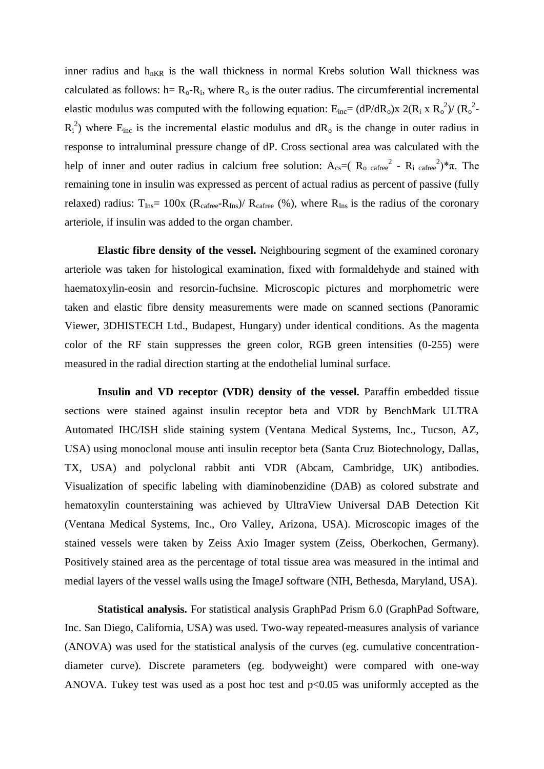inner radius and $h_{nKR}$ is the wall thickness in normal Krebs solution Wall thickness was calculated as follows: $h= R_o-R_i$, where $R_o$ is the outer radius. The circumferential incremental elastic modulus was computed with the following equation: $E_{inc}= (dP/dR_o)x\ 2(R_i\ x\ R_o^2)/\ (R_o^2-R_i^2)$ where $E_{inc}$ is the incremental elastic modulus and $dR_o$ is the change in outer radius in response to intraluminal pressure change of dP. Cross sectional area was calculated with the help of inner and outer radius in calcium free solution: $A_{cs}=(\ R_{o\ cafree}^2\ -\ R_{i\ cafree}^2)*\pi$. The remaining tone in insulin was expressed as percent of actual radius as percent of passive (fully relaxed) radius: $T_{Ins}= 100x\ (R_{cafree}-R_{Ins})/\ R_{cafree}$ (%), where $R_{Ins}$ is the radius of the coronary arteriole, if insulin was added to the organ chamber.

**Elastic fibre density of the vessel.** Neighbouring segment of the examined coronary arteriole was taken for histological examination, fixed with formaldehyde and stained with haematoxylin-eosin and resorcin-fuchsine. Microscopic pictures and morphometric were taken and elastic fibre density measurements were made on scanned sections (Panoramic Viewer, 3DHISTECH Ltd., Budapest, Hungary) under identical conditions. As the magenta color of the RF stain suppresses the green color, RGB green intensities (0-255) were measured in the radial direction starting at the endothelial luminal surface.

**Insulin and VD receptor (VDR) density of the vessel.** Paraffin embedded tissue sections were stained against insulin receptor beta and VDR by BenchMark ULTRA Automated IHC/ISH slide staining system (Ventana Medical Systems, Inc., Tucson, AZ, USA) using monoclonal mouse anti insulin receptor beta (Santa Cruz Biotechnology, Dallas, TX, USA) and polyclonal rabbit anti VDR (Abcam, Cambridge, UK) antibodies. Visualization of specific labeling with diaminobenzidine (DAB) as colored substrate and hematoxylin counterstaining was achieved by UltraView Universal DAB Detection Kit (Ventana Medical Systems, Inc., Oro Valley, Arizona, USA). Microscopic images of the stained vessels were taken by Zeiss Axio Imager system (Zeiss, Oberkochen, Germany). Positively stained area as the percentage of total tissue area was measured in the intimal and medial layers of the vessel walls using the ImageJ software (NIH, Bethesda, Maryland, USA).

**Statistical analysis.** For statistical analysis GraphPad Prism 6.0 (GraphPad Software, Inc. San Diego, California, USA) was used. Two-way repeated-measures analysis of variance (ANOVA) was used for the statistical analysis of the curves (eg. cumulative concentration-diameter curve). Discrete parameters (eg. bodyweight) were compared with one-way ANOVA. Tukey test was used as a post hoc test and $p<0.05$ was uniformly accepted as the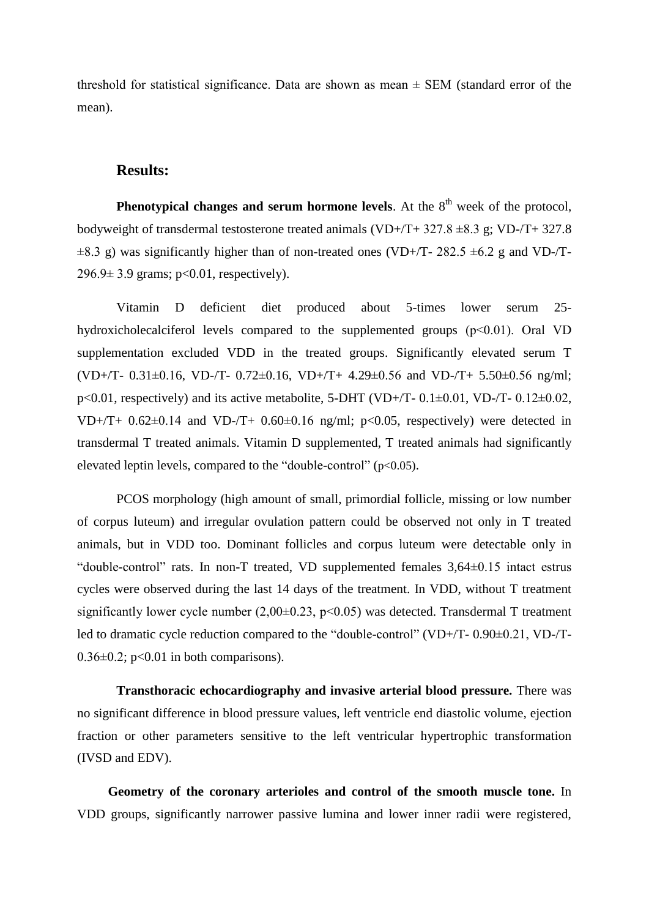threshold for statistical significance. Data are shown as mean ± SEM (standard error of the mean).

## Results:

**Phenotypical changes and serum hormone levels**. At the 8th week of the protocol, bodyweight of transdermal testosterone treated animals (VD+/T+ 327.8 ±8.3 g; VD-/T+ 327.8 ±8.3 g) was significantly higher than of non-treated ones (VD+/T- 282.5 ±6.2 g and VD-/T- 296.9± 3.9 grams; $p<0.01$, respectively).

Vitamin D deficient diet produced about 5-times lower serum 25-hydroxicholecalciferol levels compared to the supplemented groups ($p<0.01$). Oral VD supplementation excluded VDD in the treated groups. Significantly elevated serum T (VD+/T- 0.31±0.16, VD-/T- 0.72±0.16, VD+/T+ 4.29±0.56 and VD-/T+ 5.50±0.56 ng/ml; $p<0.01$, respectively) and its active metabolite, 5-DHT (VD+/T- 0.1±0.01, VD-/T- 0.12±0.02, VD+/T+ 0.62±0.14 and VD-/T+ 0.60±0.16 ng/ml; $p<0.05$, respectively) were detected in transdermal T treated animals. Vitamin D supplemented, T treated animals had significantly elevated leptin levels, compared to the "double-control" ($p<0.05$).

PCOS morphology (high amount of small, primordial follicle, missing or low number of corpus luteum) and irregular ovulation pattern could be observed not only in T treated animals, but in VDD too. Dominant follicles and corpus luteum were detectable only in "double-control" rats. In non-T treated, VD supplemented females 3,64±0.15 intact estrus cycles were observed during the last 14 days of the treatment. In VDD, without T treatment significantly lower cycle number (2,00±0.23, $p<0.05$) was detected. Transdermal T treatment led to dramatic cycle reduction compared to the "double-control" (VD+/T- 0.90±0.21, VD-/T- 0.36±0.2; $p<0.01$ in both comparisons).

**Transthoracic echocardiography and invasive arterial blood pressure.** There was no significant difference in blood pressure values, left ventricle end diastolic volume, ejection fraction or other parameters sensitive to the left ventricular hypertrophic transformation (IVSD and EDV).

**Geometry of the coronary arterioles and control of the smooth muscle tone.** In VDD groups, significantly narrower passive lumina and lower inner radii were registered,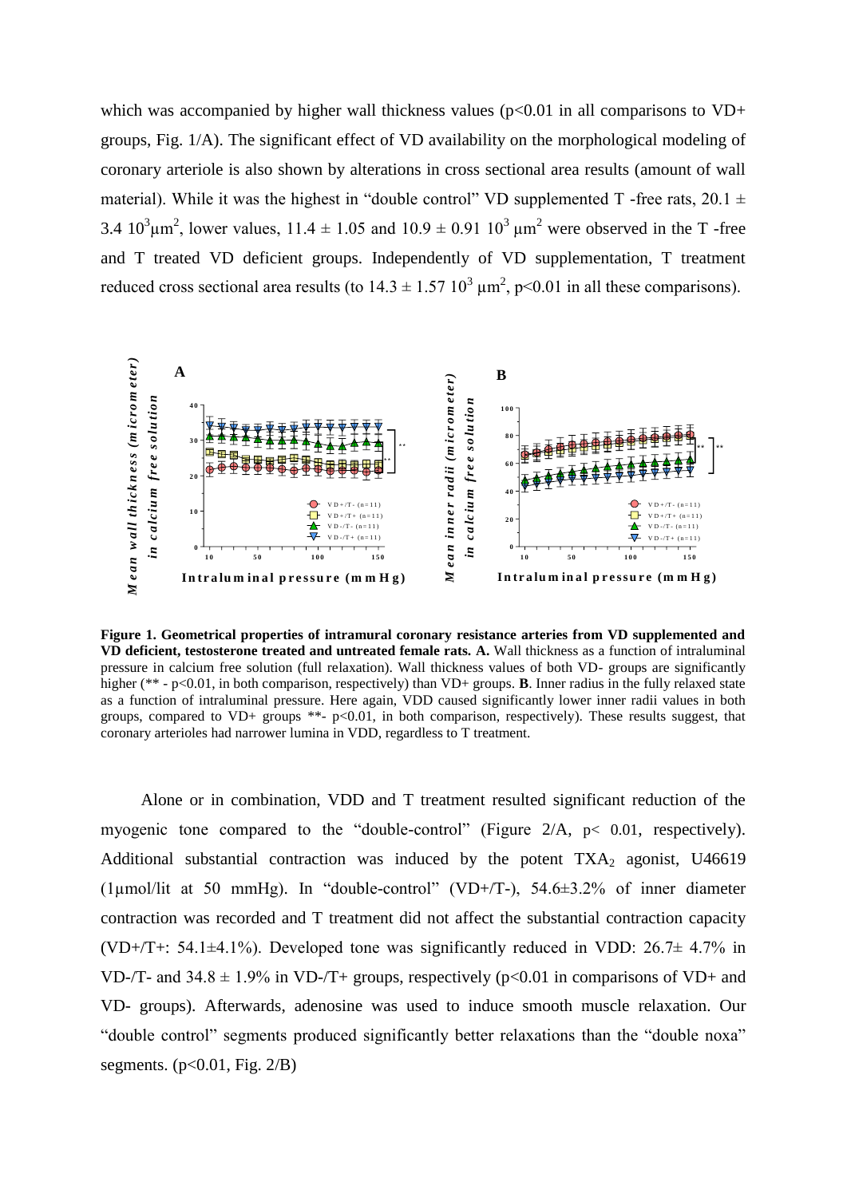which was accompanied by higher wall thickness values ($p<0.01$ in all comparisons to VD+ groups, Fig. 1/A). The significant effect of VD availability on the morphological modeling of coronary arteriole is also shown by alterations in cross sectional area results (amount of wall material). While it was the highest in "double control" VD supplemented T -free rats, $20.1 \pm 3.4\ 10^3 \mu m^2$, lower values, $11.4 \pm 1.05$ and $10.9 \pm 0.91\ 10^3\ \mu m^2$ were observed in the T -free and T treated VD deficient groups. Independently of VD supplementation, T treatment reduced cross sectional area results (to $14.3 \pm 1.57\ 10^3\ \mu m^2$, $p<0.01$ in all these comparisons).

**Figure 1. Geometrical properties of intramural coronary resistance arteries from VD supplemented and VD deficient, testosterone treated and untreated female rats. A.** Wall thickness as a function of intraluminal pressure in calcium free solution (full relaxation). Wall thickness values of both VD- groups are significantly higher (** - $p<0.01$, in both comparison, respectively) than VD+ groups. **B**. Inner radius in the fully relaxed state as a function of intraluminal pressure. Here again, VDD caused significantly lower inner radii values in both groups, compared to VD+ groups **- $p<0.01$, in both comparison, respectively). These results suggest, that coronary arterioles had narrower lumina in VDD, regardless to T treatment.

Alone or in combination, VDD and T treatment resulted significant reduction of the myogenic tone compared to the "double-control" (Figure 2/A, $p< 0.01$, respectively). Additional substantial contraction was induced by the potent $TXA_2$ agonist, U46619 (1μmol/lit at 50 mmHg). In "double-control" (VD+/T-), 54.6±3.2% of inner diameter contraction was recorded and T treatment did not affect the substantial contraction capacity (VD+/T+: 54.1±4.1%). Developed tone was significantly reduced in VDD: 26.7± 4.7% in VD-/T- and $34.8 \pm 1.9\%$ in VD-/T+ groups, respectively ($p<0.01$ in comparisons of VD+ and VD- groups). Afterwards, adenosine was used to induce smooth muscle relaxation. Our "double control" segments produced significantly better relaxations than the "double noxa" segments. ($p<0.01$, Fig. 2/B)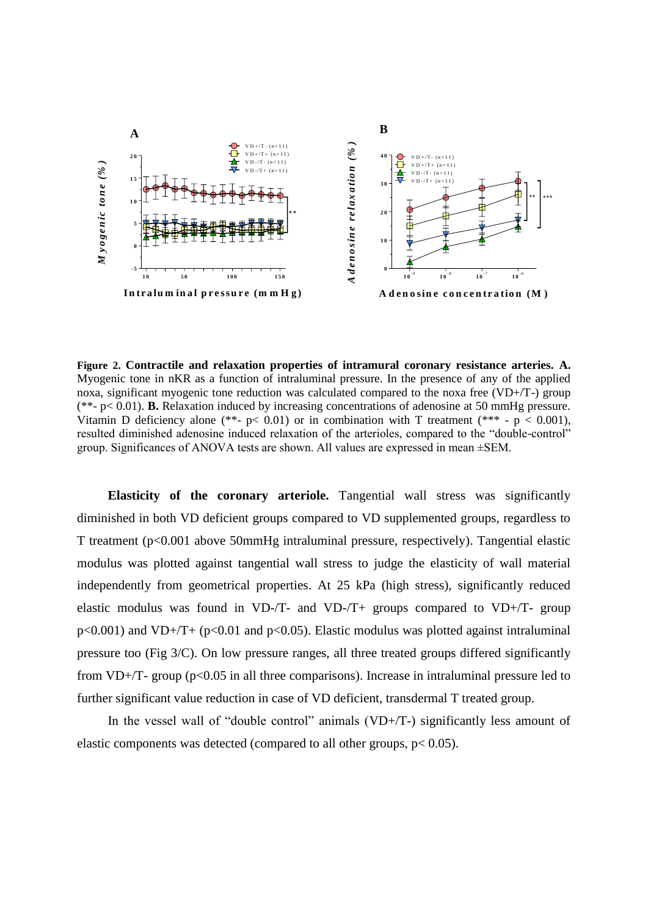**Figure 2. Contractile and relaxation properties of intramural coronary resistance arteries. A.** Myogenic tone in nKR as a function of intraluminal pressure. In the presence of any of the applied noxa, significant myogenic tone reduction was calculated compared to the noxa free (VD+/T-) group (**- $p < 0.01$). **B.** Relaxation induced by increasing concentrations of adenosine at 50 mmHg pressure. Vitamin D deficiency alone (**- $p < 0.01$) or in combination with T treatment (*** - $p < 0.001$), resulted diminished adenosine induced relaxation of the arterioles, compared to the "double-control" group. Significances of ANOVA tests are shown. All values are expressed in mean ±SEM.

**Elasticity of the coronary arteriole.** Tangential wall stress was significantly diminished in both VD deficient groups compared to VD supplemented groups, regardless to T treatment ($p<0.001$ above 50mmHg intraluminal pressure, respectively). Tangential elastic modulus was plotted against tangential wall stress to judge the elasticity of wall material independently from geometrical properties. At 25 kPa (high stress), significantly reduced elastic modulus was found in VD-/T- and VD-/T+ groups compared to VD+/T- group $p<0.001$) and VD+/T+ ($p<0.01$ and $p<0.05$). Elastic modulus was plotted against intraluminal pressure too (Fig 3/C). On low pressure ranges, all three treated groups differed significantly from VD+/T- group ($p<0.05$ in all three comparisons). Increase in intraluminal pressure led to further significant value reduction in case of VD deficient, transdermal T treated group.

In the vessel wall of "double control" animals (VD+/T-) significantly less amount of elastic components was detected (compared to all other groups, $p< 0.05$).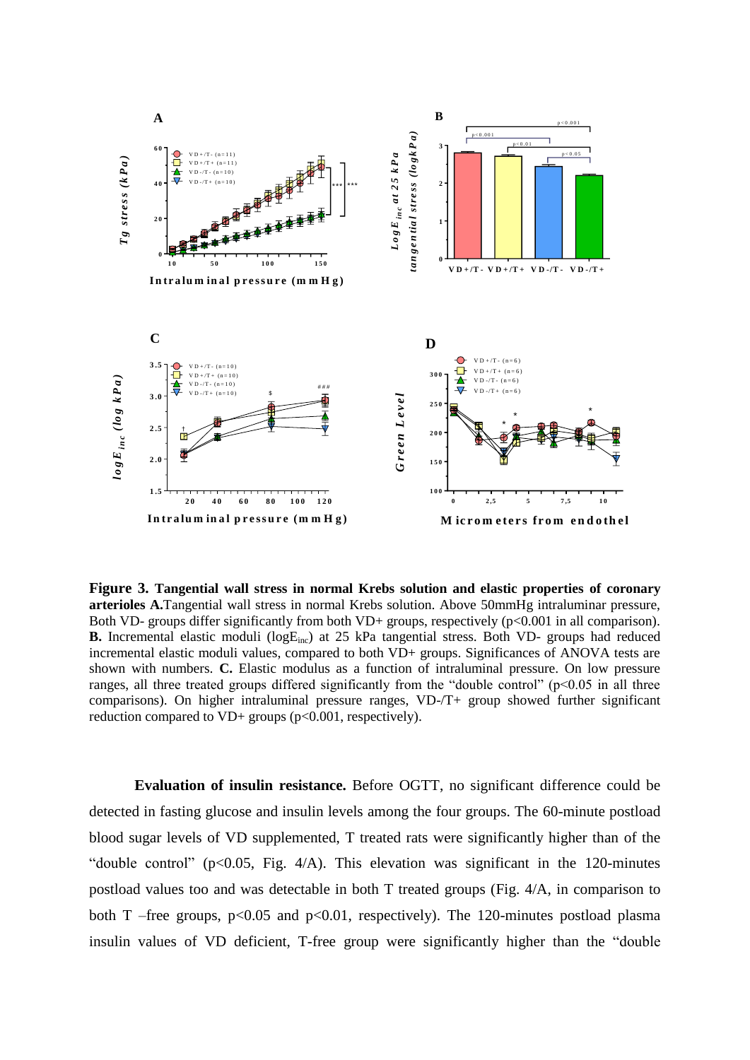**Figure 3. Tangential wall stress in normal Krebs solution and elastic properties of coronary arterioles A.**Tangential wall stress in normal Krebs solution. Above 50mmHg intraluminar pressure, Both VD- groups differ significantly from both VD+ groups, respectively ($p<0.001$ in all comparison). **B.** Incremental elastic moduli ($logE_{inc}$) at 25 kPa tangential stress. Both VD- groups had reduced incremental elastic moduli values, compared to both VD+ groups. Significances of ANOVA tests are shown with numbers. **C.** Elastic modulus as a function of intraluminal pressure. On low pressure ranges, all three treated groups differed significantly from the "double control" ($p<0.05$ in all three comparisons). On higher intraluminal pressure ranges, VD-/T+ group showed further significant reduction compared to VD+ groups ($p<0.001$, respectively).

**Evaluation of insulin resistance.** Before OGTT, no significant difference could be detected in fasting glucose and insulin levels among the four groups. The 60-minute postload blood sugar levels of VD supplemented, T treated rats were significantly higher than of the "double control" ($p<0.05$, Fig. 4/A). This elevation was significant in the 120-minutes postload values too and was detectable in both T treated groups (Fig. 4/A, in comparison to both T –free groups, $p<0.05$ and $p<0.01$, respectively). The 120-minutes postload plasma insulin values of VD deficient, T-free group were significantly higher than the "double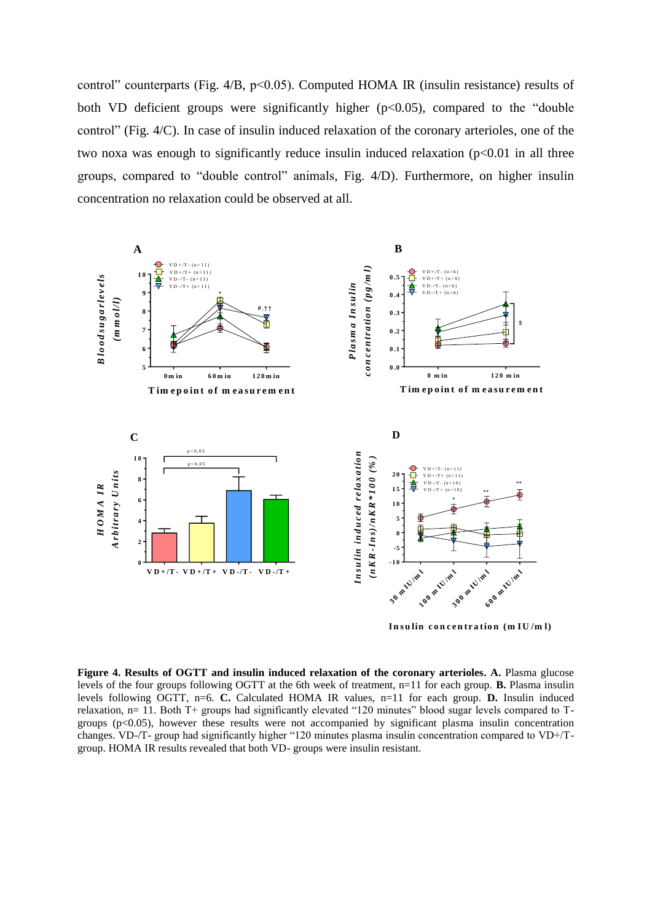control" counterparts (Fig. 4/B, $p<0.05$). Computed HOMA IR (insulin resistance) results of both VD deficient groups were significantly higher ($p<0.05$), compared to the "double control" (Fig. 4/C). In case of insulin induced relaxation of the coronary arterioles, one of the two noxa was enough to significantly reduce insulin induced relaxation ($p<0.01$ in all three groups, compared to "double control" animals, Fig. 4/D). Furthermore, on higher insulin concentration no relaxation could be observed at all.

**Figure 4. Results of OGTT and insulin induced relaxation of the coronary arterioles. A.** Plasma glucose levels of the four groups following OGTT at the 6th week of treatment, n=11 for each group. **B.** Plasma insulin levels following OGTT, n=6. **C.** Calculated HOMA IR values, n=11 for each group. **D.** Insulin induced relaxation, n= 11. Both T+ groups had significantly elevated "120 minutes" blood sugar levels compared to T- groups ($p<0.05$), however these results were not accompanied by significant plasma insulin concentration changes. VD-/T- group had significantly higher "120 minutes plasma insulin concentration compared to VD+/T- group. HOMA IR results revealed that both VD- groups were insulin resistant.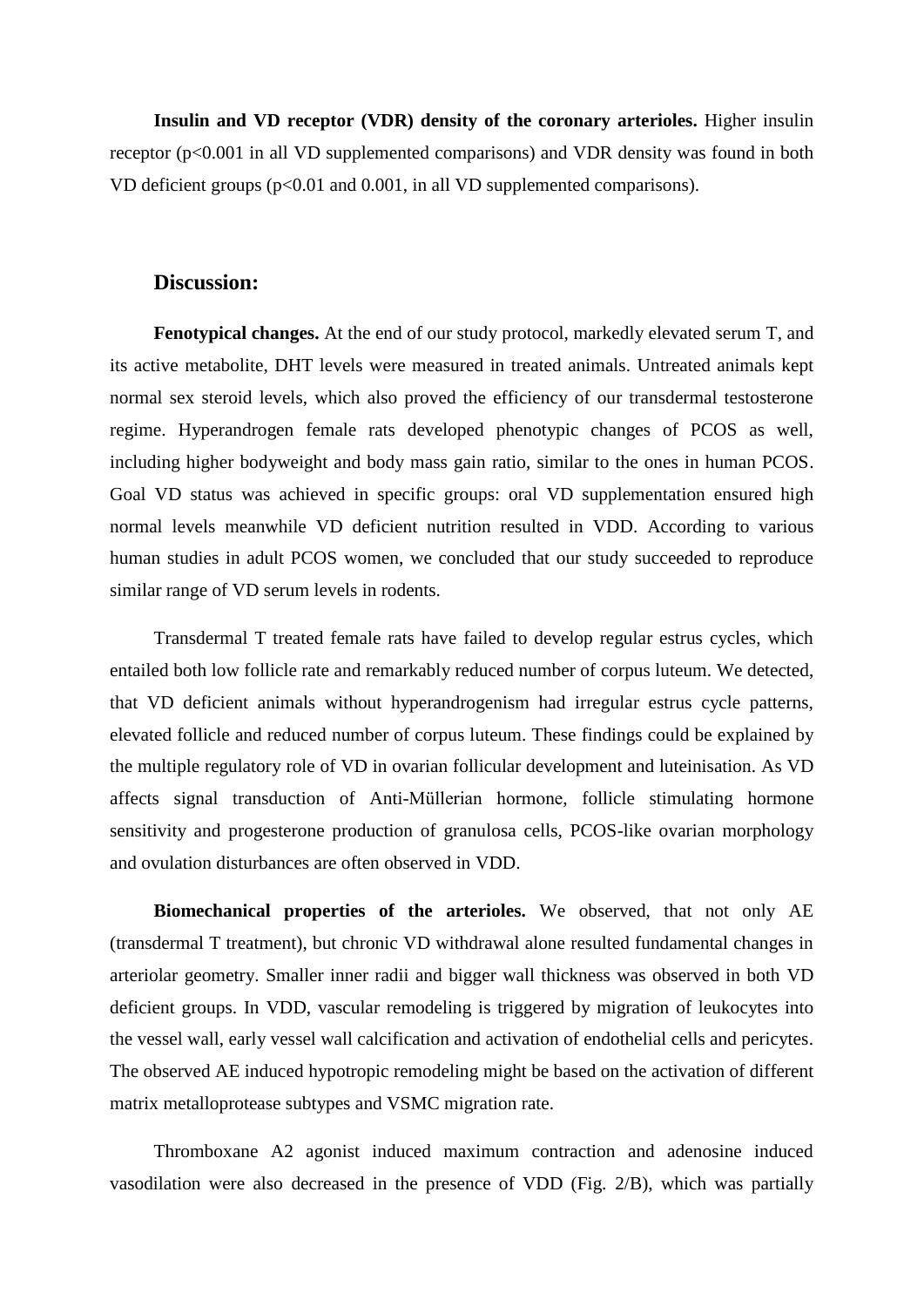**Insulin and VD receptor (VDR) density of the coronary arterioles.** Higher insulin receptor ($p<0.001$ in all VD supplemented comparisons) and VDR density was found in both VD deficient groups ($p<0.01$ and 0.001, in all VD supplemented comparisons).

## Discussion:

**Fenotypical changes.** At the end of our study protocol, markedly elevated serum T, and its active metabolite, DHT levels were measured in treated animals. Untreated animals kept normal sex steroid levels, which also proved the efficiency of our transdermal testosterone regime. Hyperandrogen female rats developed phenotypic changes of PCOS as well, including higher bodyweight and body mass gain ratio, similar to the ones in human PCOS. Goal VD status was achieved in specific groups: oral VD supplementation ensured high normal levels meanwhile VD deficient nutrition resulted in VDD. According to various human studies in adult PCOS women, we concluded that our study succeeded to reproduce similar range of VD serum levels in rodents.

Transdermal T treated female rats have failed to develop regular estrus cycles, which entailed both low follicle rate and remarkably reduced number of corpus luteum. We detected, that VD deficient animals without hyperandrogenism had irregular estrus cycle patterns, elevated follicle and reduced number of corpus luteum. These findings could be explained by the multiple regulatory role of VD in ovarian follicular development and luteinisation. As VD affects signal transduction of Anti-Müllerian hormone, follicle stimulating hormone sensitivity and progesterone production of granulosa cells, PCOS-like ovarian morphology and ovulation disturbances are often observed in VDD.

**Biomechanical properties of the arterioles.** We observed, that not only AE (transdermal T treatment), but chronic VD withdrawal alone resulted fundamental changes in arteriolar geometry. Smaller inner radii and bigger wall thickness was observed in both VD deficient groups. In VDD, vascular remodeling is triggered by migration of leukocytes into the vessel wall, early vessel wall calcification and activation of endothelial cells and pericytes. The observed AE induced hypotropic remodeling might be based on the activation of different matrix metalloprotease subtypes and VSMC migration rate.

Thromboxane A2 agonist induced maximum contraction and adenosine induced vasodilation were also decreased in the presence of VDD (Fig. 2/B), which was partially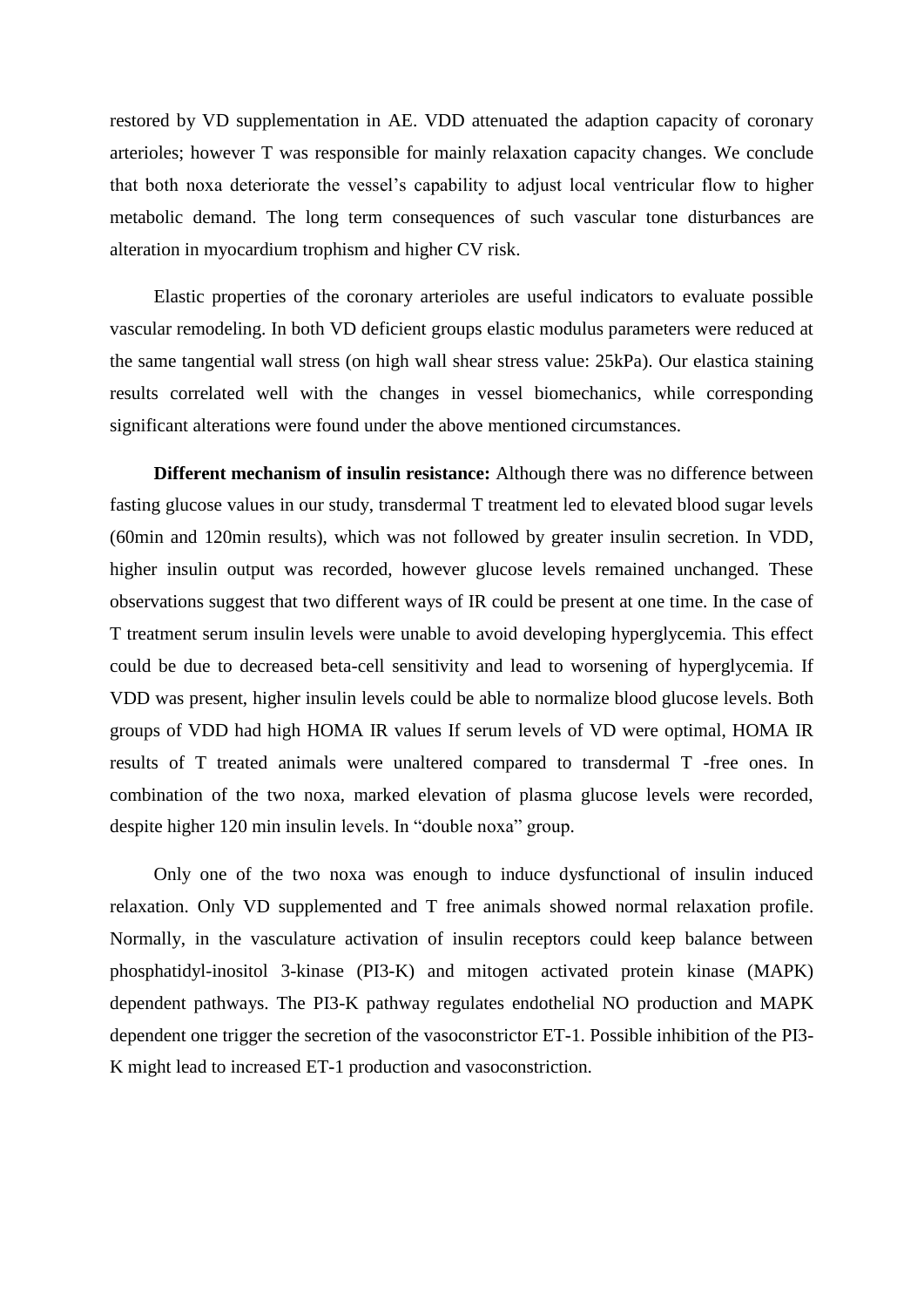restored by VD supplementation in AE. VDD attenuated the adaption capacity of coronary arterioles; however T was responsible for mainly relaxation capacity changes. We conclude that both noxa deteriorate the vessel's capability to adjust local ventricular flow to higher metabolic demand. The long term consequences of such vascular tone disturbances are alteration in myocardium trophism and higher CV risk.

Elastic properties of the coronary arterioles are useful indicators to evaluate possible vascular remodeling. In both VD deficient groups elastic modulus parameters were reduced at the same tangential wall stress (on high wall shear stress value: 25kPa). Our elastica staining results correlated well with the changes in vessel biomechanics, while corresponding significant alterations were found under the above mentioned circumstances.

**Different mechanism of insulin resistance:** Although there was no difference between fasting glucose values in our study, transdermal T treatment led to elevated blood sugar levels (60min and 120min results), which was not followed by greater insulin secretion. In VDD, higher insulin output was recorded, however glucose levels remained unchanged. These observations suggest that two different ways of IR could be present at one time. In the case of T treatment serum insulin levels were unable to avoid developing hyperglycemia. This effect could be due to decreased beta-cell sensitivity and lead to worsening of hyperglycemia. If VDD was present, higher insulin levels could be able to normalize blood glucose levels. Both groups of VDD had high HOMA IR values If serum levels of VD were optimal, HOMA IR results of T treated animals were unaltered compared to transdermal T -free ones. In combination of the two noxa, marked elevation of plasma glucose levels were recorded, despite higher 120 min insulin levels. In "double noxa" group.

Only one of the two noxa was enough to induce dysfunctional of insulin induced relaxation. Only VD supplemented and T free animals showed normal relaxation profile. Normally, in the vasculature activation of insulin receptors could keep balance between phosphatidyl-inositol 3-kinase (PI3-K) and mitogen activated protein kinase (MAPK) dependent pathways. The PI3-K pathway regulates endothelial NO production and MAPK dependent one trigger the secretion of the vasoconstrictor ET-1. Possible inhibition of the PI3-K might lead to increased ET-1 production and vasoconstriction.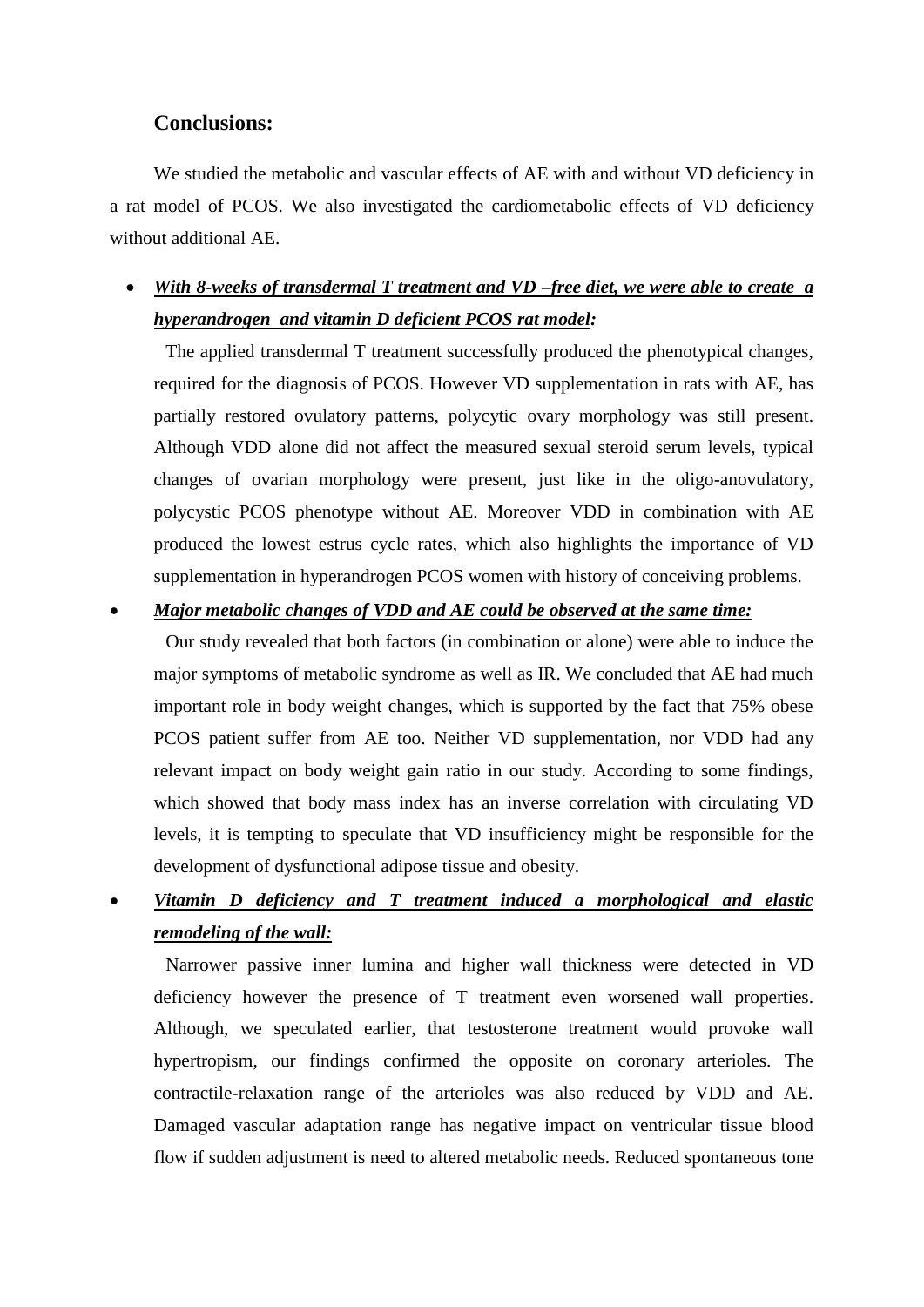## Conclusions:

We studied the metabolic and vascular effects of AE with and without VD deficiency in a rat model of PCOS. We also investigated the cardiometabolic effects of VD deficiency without additional AE.

- ***With 8-weeks of transdermal T treatment and VD –free diet, we were able to create a hyperandrogen and vitamin D deficient PCOS rat model:***

  The applied transdermal T treatment successfully produced the phenotypical changes, required for the diagnosis of PCOS. However VD supplementation in rats with AE, has partially restored ovulatory patterns, polycytic ovary morphology was still present. Although VDD alone did not affect the measured sexual steroid serum levels, typical changes of ovarian morphology were present, just like in the oligo-anovulatory, polycystic PCOS phenotype without AE. Moreover VDD in combination with AE produced the lowest estrus cycle rates, which also highlights the importance of VD supplementation in hyperandrogen PCOS women with history of conceiving problems.

- ***Major metabolic changes of VDD and AE could be observed at the same time:***

  Our study revealed that both factors (in combination or alone) were able to induce the major symptoms of metabolic syndrome as well as IR. We concluded that AE had much important role in body weight changes, which is supported by the fact that 75% obese PCOS patient suffer from AE too. Neither VD supplementation, nor VDD had any relevant impact on body weight gain ratio in our study. According to some findings, which showed that body mass index has an inverse correlation with circulating VD levels, it is tempting to speculate that VD insufficiency might be responsible for the development of dysfunctional adipose tissue and obesity.

- ***Vitamin D deficiency and T treatment induced a morphological and elastic remodeling of the wall:***

  Narrower passive inner lumina and higher wall thickness were detected in VD deficiency however the presence of T treatment even worsened wall properties. Although, we speculated earlier, that testosterone treatment would provoke wall hypertropism, our findings confirmed the opposite on coronary arterioles. The contractile-relaxation range of the arterioles was also reduced by VDD and AE. Damaged vascular adaptation range has negative impact on ventricular tissue blood flow if sudden adjustment is need to altered metabolic needs. Reduced spontaneous tone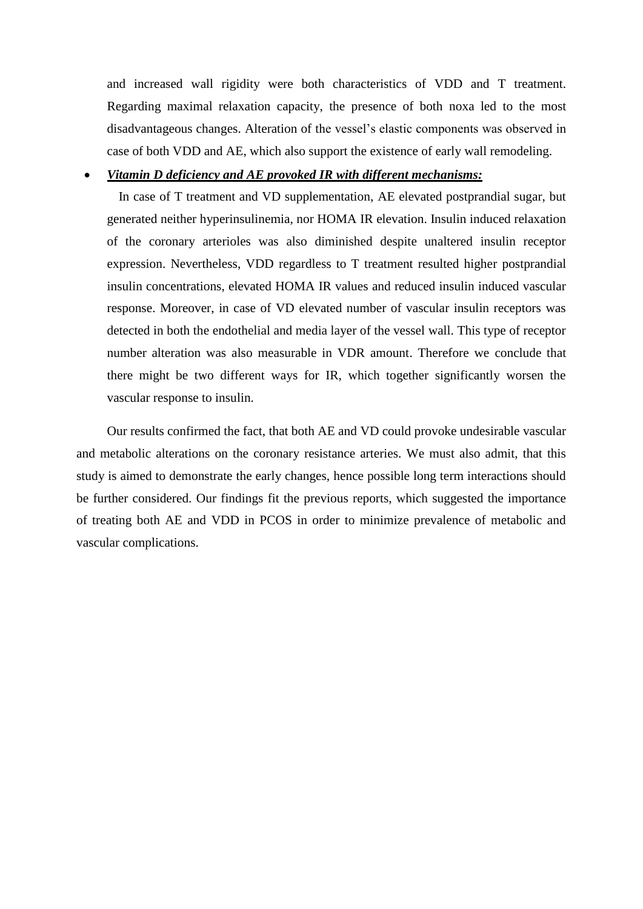and increased wall rigidity were both characteristics of VDD and T treatment. Regarding maximal relaxation capacity, the presence of both noxa led to the most disadvantageous changes. Alteration of the vessel's elastic components was observed in case of both VDD and AE, which also support the existence of early wall remodeling.

- ***Vitamin D deficiency and AE provoked IR with different mechanisms:***

  In case of T treatment and VD supplementation, AE elevated postprandial sugar, but generated neither hyperinsulinemia, nor HOMA IR elevation. Insulin induced relaxation of the coronary arterioles was also diminished despite unaltered insulin receptor expression. Nevertheless, VDD regardless to T treatment resulted higher postprandial insulin concentrations, elevated HOMA IR values and reduced insulin induced vascular response. Moreover, in case of VD elevated number of vascular insulin receptors was detected in both the endothelial and media layer of the vessel wall. This type of receptor number alteration was also measurable in VDR amount. Therefore we conclude that there might be two different ways for IR, which together significantly worsen the vascular response to insulin.

Our results confirmed the fact, that both AE and VD could provoke undesirable vascular and metabolic alterations on the coronary resistance arteries. We must also admit, that this study is aimed to demonstrate the early changes, hence possible long term interactions should be further considered. Our findings fit the previous reports, which suggested the importance of treating both AE and VDD in PCOS in order to minimize prevalence of metabolic and vascular complications.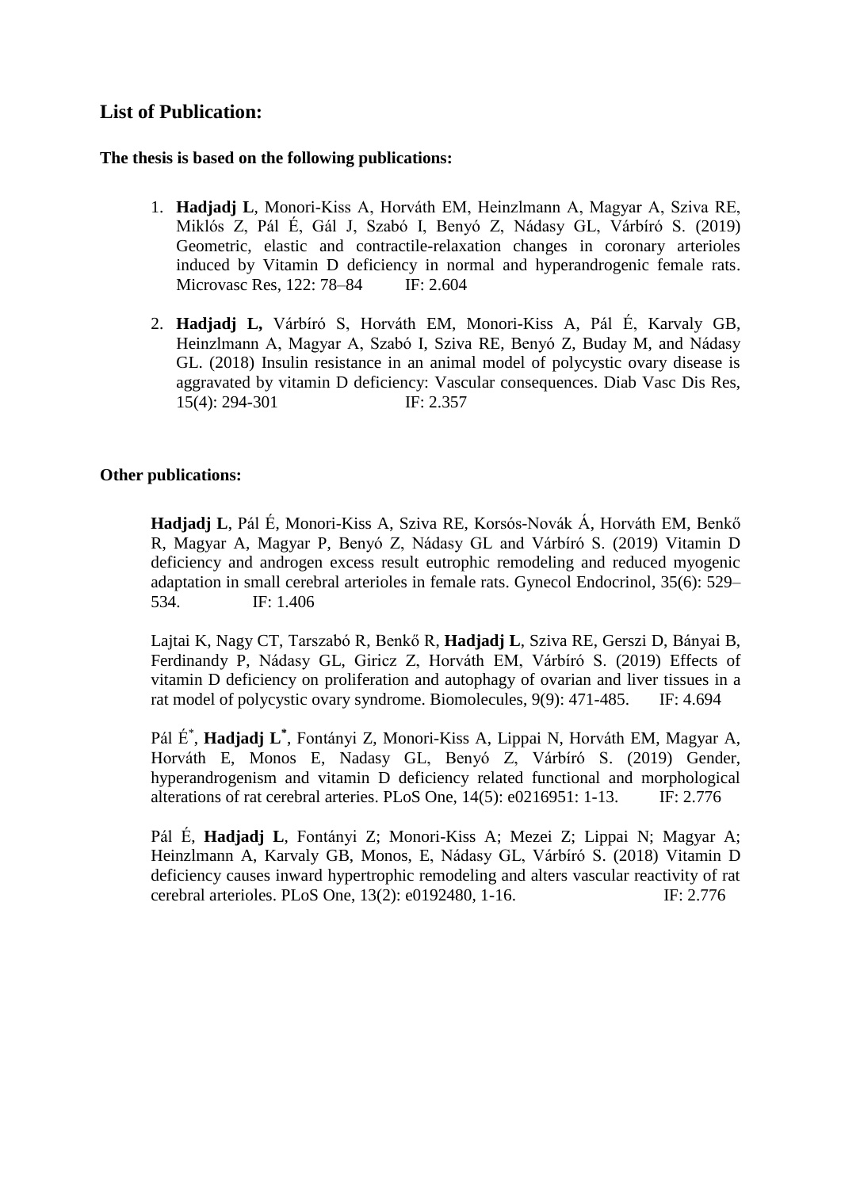## List of Publication:

**The thesis is based on the following publications:**

1. **Hadjadj L**, Monori-Kiss A, Horváth EM, Heinzlmann A, Magyar A, Sziva RE, Miklós Z, Pál É, Gál J, Szabó I, Benyó Z, Nádasy GL, Várbíró S. (2019) Geometric, elastic and contractile-relaxation changes in coronary arterioles induced by Vitamin D deficiency in normal and hyperandrogenic female rats. Microvasc Res, 122: 78–84 IF: 2.604

2. **Hadjadj L,** Várbíró S, Horváth EM, Monori-Kiss A, Pál É, Karvaly GB, Heinzlmann A, Magyar A, Szabó I, Sziva RE, Benyó Z, Buday M, and Nádasy GL. (2018) Insulin resistance in an animal model of polycystic ovary disease is aggravated by vitamin D deficiency: Vascular consequences. Diab Vasc Dis Res, 15(4): 294-301 IF: 2.357

**Other publications:**

**Hadjadj L**, Pál É, Monori-Kiss A, Sziva RE, Korsós-Novák Á, Horváth EM, Benkő R, Magyar A, Magyar P, Benyó Z, Nádasy GL and Várbíró S. (2019) Vitamin D deficiency and androgen excess result eutrophic remodeling and reduced myogenic adaptation in small cerebral arterioles in female rats. Gynecol Endocrinol, 35(6): 529–534. IF: 1.406

Lajtai K, Nagy CT, Tarszabó R, Benkő R, **Hadjadj L**, Sziva RE, Gerszi D, Bányai B, Ferdinandy P, Nádasy GL, Giricz Z, Horváth EM, Várbíró S. (2019) Effects of vitamin D deficiency on proliferation and autophagy of ovarian and liver tissues in a rat model of polycystic ovary syndrome. Biomolecules, 9(9): 471-485. IF: 4.694

Pál É*, **Hadjadj L***, Fontányi Z, Monori-Kiss A, Lippai N, Horváth EM, Magyar A, Horváth E, Monos E, Nadasy GL, Benyó Z, Várbíró S. (2019) Gender, hyperandrogenism and vitamin D deficiency related functional and morphological alterations of rat cerebral arteries. PLoS One, 14(5): e0216951: 1-13. IF: 2.776

Pál É, **Hadjadj L**, Fontányi Z; Monori-Kiss A; Mezei Z; Lippai N; Magyar A; Heinzlmann A, Karvaly GB, Monos, E, Nádasy GL, Várbíró S. (2018) Vitamin D deficiency causes inward hypertrophic remodeling and alters vascular reactivity of rat cerebral arterioles. PLoS One, 13(2): e0192480, 1-16. IF: 2.776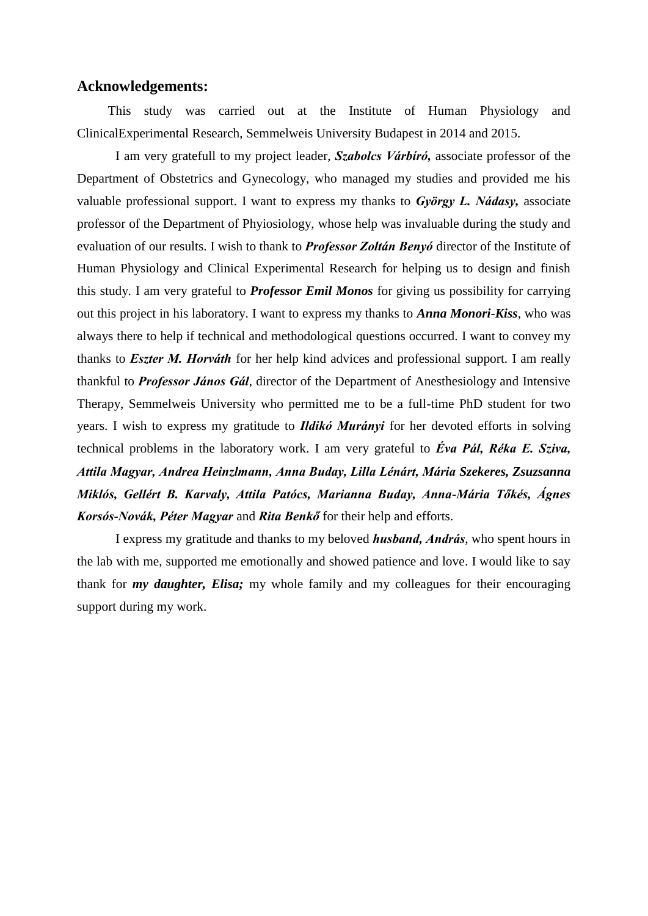## Acknowledgements:

This study was carried out at the Institute of Human Physiology and ClinicalExperimental Research, Semmelweis University Budapest in 2014 and 2015.

I am very gratefull to my project leader, ***Szabolcs Várbíró,*** associate professor of the Department of Obstetrics and Gynecology, who managed my studies and provided me his valuable professional support. I want to express my thanks to ***György L. Nádasy,*** associate professor of the Department of Phyiosiology, whose help was invaluable during the study and evaluation of our results. I wish to thank to ***Professor Zoltán Benyó*** director of the Institute of Human Physiology and Clinical Experimental Research for helping us to design and finish this study. I am very grateful to ***Professor Emil Monos*** for giving us possibility for carrying out this project in his laboratory. I want to express my thanks to ***Anna Monori-Kiss***, who was always there to help if technical and methodological questions occurred. I want to convey my thanks to ***Eszter M. Horváth*** for her help kind advices and professional support. I am really thankful to ***Professor János Gál***, director of the Department of Anesthesiology and Intensive Therapy, Semmelweis University who permitted me to be a full-time PhD student for two years. I wish to express my gratitude to ***Ildikó Murányi*** for her devoted efforts in solving technical problems in the laboratory work. I am very grateful to ***Éva Pál, Réka E. Sziva, Attila Magyar, Andrea Heinzlmann, Anna Buday, Lilla Lénárt, Mária Szekeres, Zsuzsanna Miklós, Gellért B. Karvaly, Attila Patócs, Marianna Buday, Anna-Mária Tőkés, Ágnes Korsós-Novák, Péter Magyar*** and ***Rita Benkő*** for their help and efforts.

I express my gratitude and thanks to my beloved ***husband, András***, who spent hours in the lab with me, supported me emotionally and showed patience and love. I would like to say thank for ***my daughter, Elisa;*** my whole family and my colleagues for their encouraging support during my work.